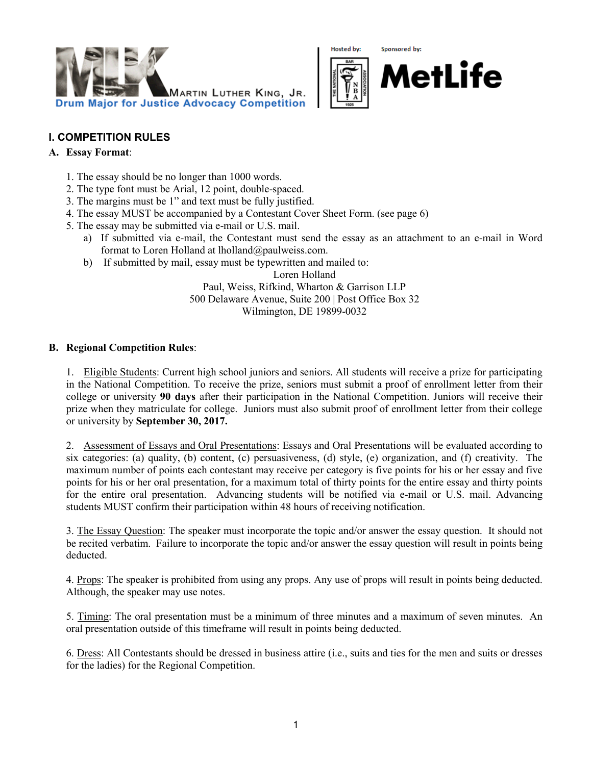MARTIN LUTHER KING, JR.
**Drum Major for Justice Advocacy Competition**

Hosted by: THE NATIONAL BAR ASSOCIATION 1925

Sponsored by: MetLife

## I. COMPETITION RULES

### A. Essay Format:

1. The essay should be no longer than 1000 words.
2. The type font must be Arial, 12 point, double-spaced.
3. The margins must be 1" and text must be fully justified.
4. The essay MUST be accompanied by a Contestant Cover Sheet Form. (see page 6)
5. The essay may be submitted via e-mail or U.S. mail.
   a) If submitted via e-mail, the Contestant must send the essay as an attachment to an e-mail in Word format to Loren Holland at lholland@paulweiss.com.
   b) If submitted by mail, essay must be typewritten and mailed to:

Loren Holland
Paul, Weiss, Rifkind, Wharton & Garrison LLP
500 Delaware Avenue, Suite 200 | Post Office Box 32
Wilmington, DE 19899-0032

### B. Regional Competition Rules:

1. Eligible Students: Current high school juniors and seniors. All students will receive a prize for participating in the National Competition. To receive the prize, seniors must submit a proof of enrollment letter from their college or university **90 days** after their participation in the National Competition. Juniors will receive their prize when they matriculate for college. Juniors must also submit proof of enrollment letter from their college or university by **September 30, 2017.**

2. Assessment of Essays and Oral Presentations: Essays and Oral Presentations will be evaluated according to six categories: (a) quality, (b) content, (c) persuasiveness, (d) style, (e) organization, and (f) creativity. The maximum number of points each contestant may receive per category is five points for his or her essay and five points for his or her oral presentation, for a maximum total of thirty points for the entire essay and thirty points for the entire oral presentation. Advancing students will be notified via e-mail or U.S. mail. Advancing students MUST confirm their participation within 48 hours of receiving notification.

3. The Essay Question: The speaker must incorporate the topic and/or answer the essay question. It should not be recited verbatim. Failure to incorporate the topic and/or answer the essay question will result in points being deducted.

4. Props: The speaker is prohibited from using any props. Any use of props will result in points being deducted. Although, the speaker may use notes.

5. Timing: The oral presentation must be a minimum of three minutes and a maximum of seven minutes. An oral presentation outside of this timeframe will result in points being deducted.

6. Dress: All Contestants should be dressed in business attire (i.e., suits and ties for the men and suits or dresses for the ladies) for the Regional Competition.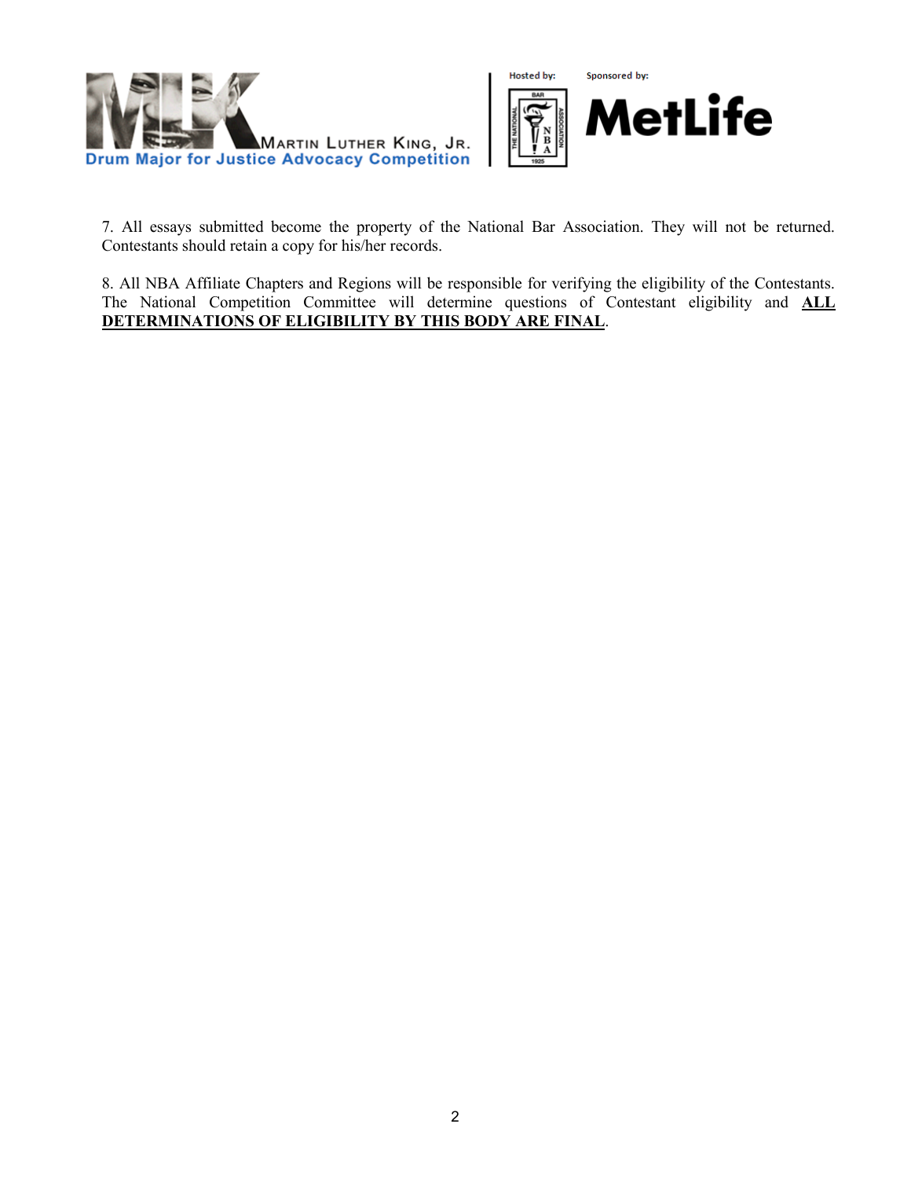7. All essays submitted become the property of the National Bar Association. They will not be returned. Contestants should retain a copy for his/her records.

8. All NBA Affiliate Chapters and Regions will be responsible for verifying the eligibility of the Contestants. The National Competition Committee will determine questions of Contestant eligibility and **ALL DETERMINATIONS OF ELIGIBILITY BY THIS BODY ARE FINAL**.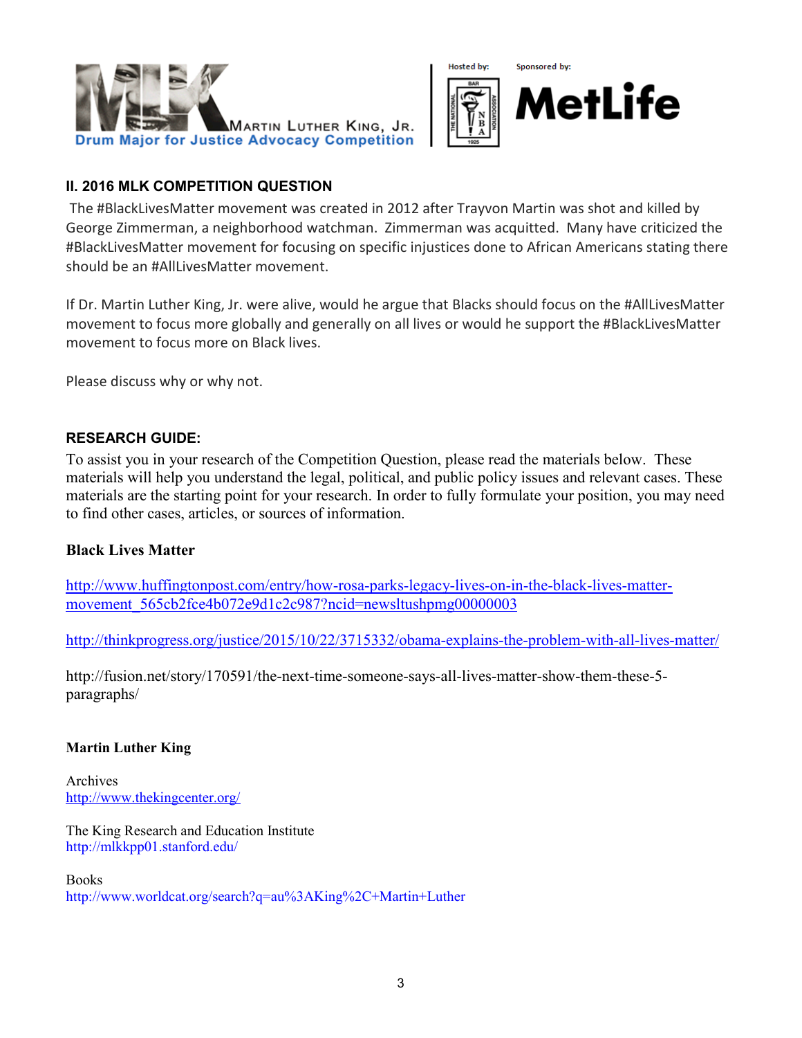Martin Luther King, Jr.
Drum Major for Justice Advocacy Competition

Hosted by: The National Bar Association

Sponsored by: MetLife

## II. 2016 MLK COMPETITION QUESTION

The #BlackLivesMatter movement was created in 2012 after Trayvon Martin was shot and killed by George Zimmerman, a neighborhood watchman. Zimmerman was acquitted. Many have criticized the #BlackLivesMatter movement for focusing on specific injustices done to African Americans stating there should be an #AllLivesMatter movement.

If Dr. Martin Luther King, Jr. were alive, would he argue that Blacks should focus on the #AllLivesMatter movement to focus more globally and generally on all lives or would he support the #BlackLivesMatter movement to focus more on Black lives.

Please discuss why or why not.

## RESEARCH GUIDE:

To assist you in your research of the Competition Question, please read the materials below. These materials will help you understand the legal, political, and public policy issues and relevant cases. These materials are the starting point for your research. In order to fully formulate your position, you may need to find other cases, articles, or sources of information.

### Black Lives Matter

http://www.huffingtonpost.com/entry/how-rosa-parks-legacy-lives-on-in-the-black-lives-matter-movement_565cb2fce4b072e9d1c2c987?ncid=newsltushpmg00000003

http://thinkprogress.org/justice/2015/10/22/3715332/obama-explains-the-problem-with-all-lives-matter/

http://fusion.net/story/170591/the-next-time-someone-says-all-lives-matter-show-them-these-5-paragraphs/

### Martin Luther King

Archives
http://www.thekingcenter.org/

The King Research and Education Institute
http://mlkkpp01.stanford.edu/

Books
http://www.worldcat.org/search?q=au%3AKing%2C+Martin+Luther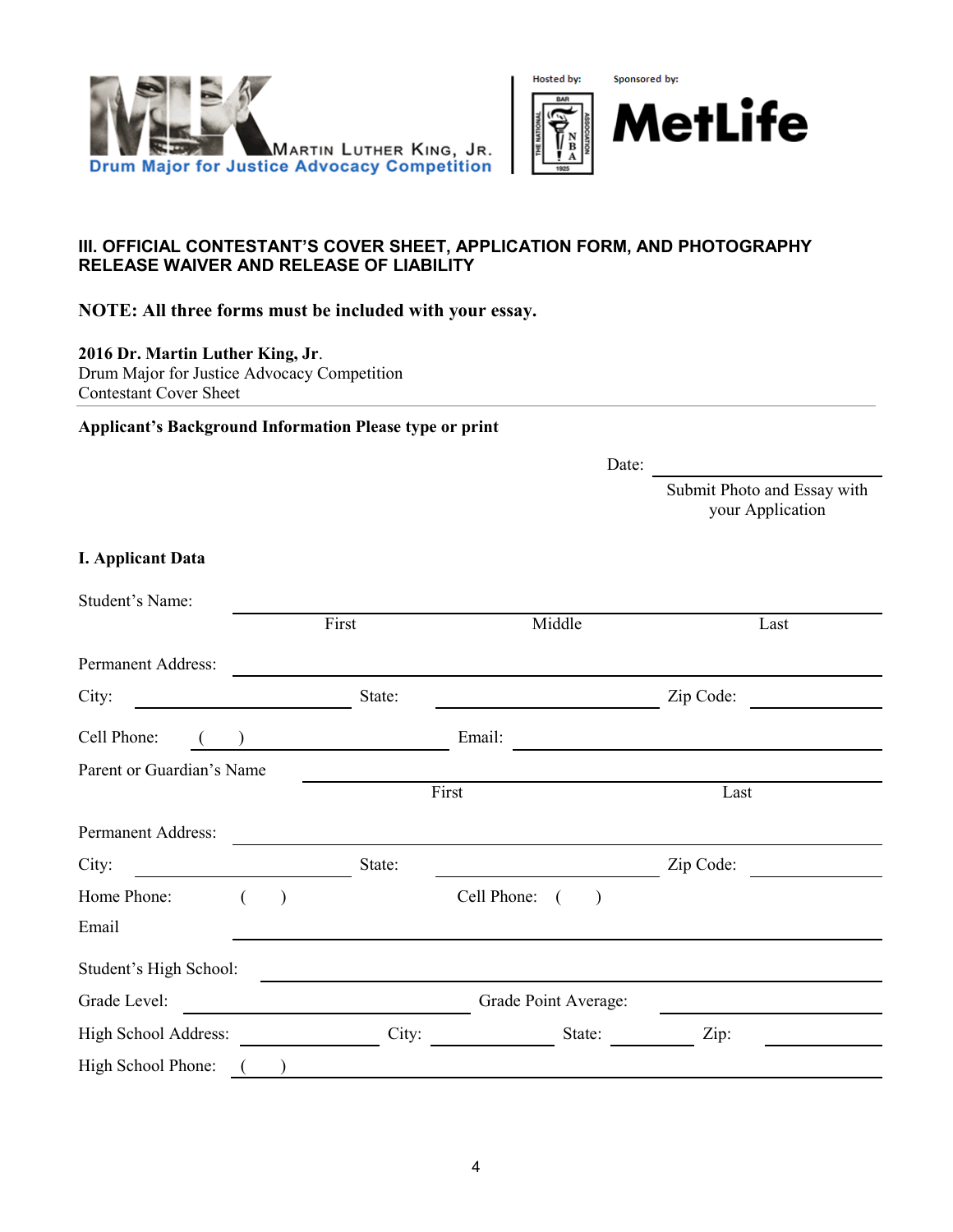Martin Luther King, Jr.
Drum Major for Justice Advocacy Competition

Hosted by: The National Bar Association 1925

Sponsored by: MetLife

## III. OFFICIAL CONTESTANT'S COVER SHEET, APPLICATION FORM, AND PHOTOGRAPHY RELEASE WAIVER AND RELEASE OF LIABILITY

**NOTE: All three forms must be included with your essay.**

**2016 Dr. Martin Luther King, Jr**.
Drum Major for Justice Advocacy Competition
Contestant Cover Sheet

---

**Applicant's Background Information Please type or print**

Date: ______________________

Submit Photo and Essay with your Application

### I. Applicant Data

Student's Name: ________________________________________
First Middle Last

Permanent Address: ________________________________________

City: ______________ State: ______________ Zip Code: __________

Cell Phone: (    ) ______________ Email: ______________________

Parent or Guardian's Name ________________________________________
First Last

Permanent Address: ________________________________________

City: ______________ State: ______________ Zip Code: __________

Home Phone: (    ) Cell Phone: (    )

Email ________________________________________

Student's High School: ________________________________________

Grade Level: ______________ Grade Point Average: ______________

High School Address: __________ City: __________ State: ________ Zip: ________

High School Phone: (    ) ________________________________________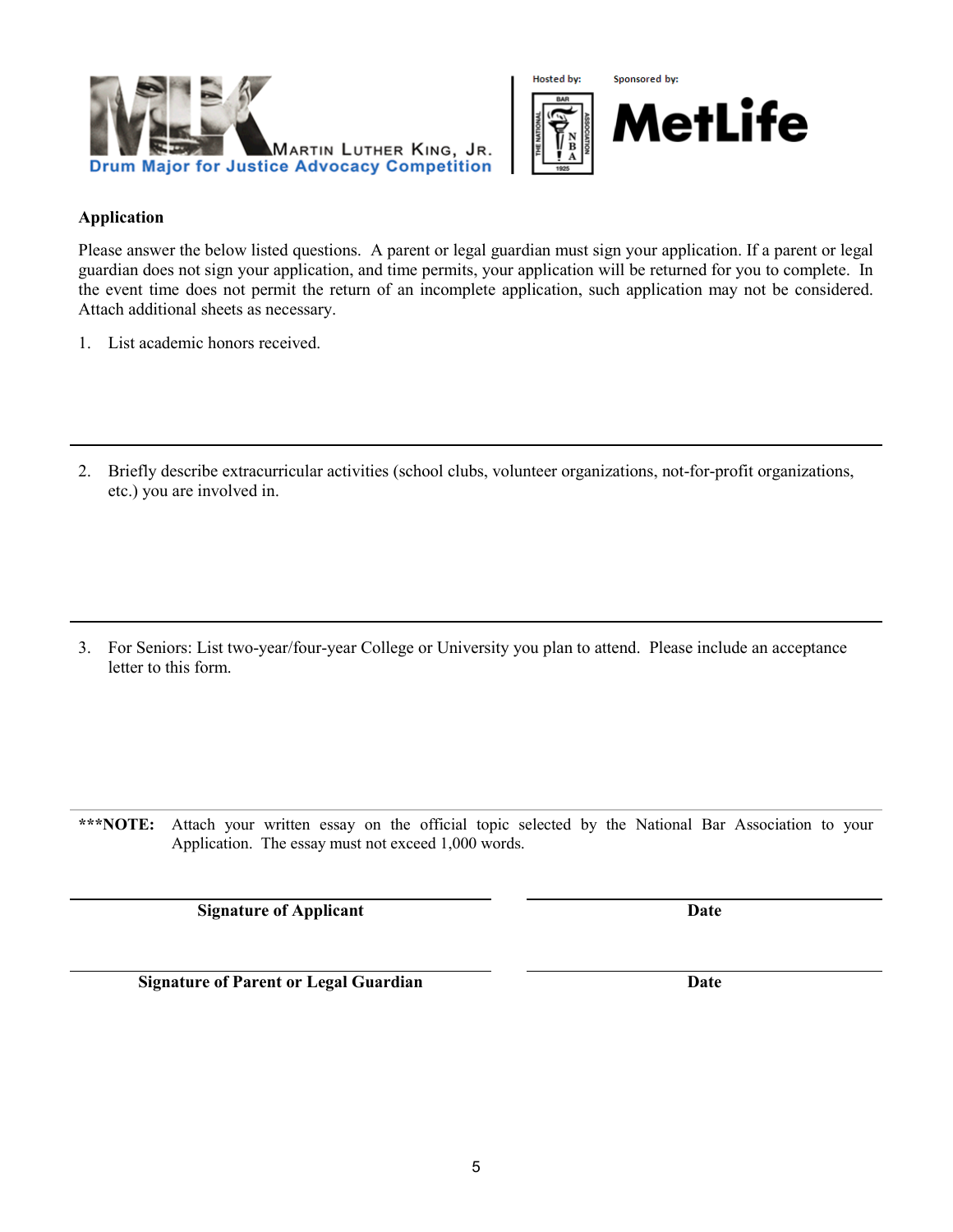MARTIN LUTHER KING, JR.
Drum Major for Justice Advocacy Competition

Hosted by: THE NATIONAL BAR ASSOCIATION 1925

Sponsored by: MetLife

## Application

Please answer the below listed questions. A parent or legal guardian must sign your application. If a parent or legal guardian does not sign your application, and time permits, your application will be returned for you to complete. In the event time does not permit the return of an incomplete application, such application may not be considered. Attach additional sheets as necessary.

1. List academic honors received.

---

2. Briefly describe extracurricular activities (school clubs, volunteer organizations, not-for-profit organizations, etc.) you are involved in.

---

3. For Seniors: List two-year/four-year College or University you plan to attend. Please include an acceptance letter to this form.

---

**\*\*\*NOTE:** Attach your written essay on the official topic selected by the National Bar Association to your Application. The essay must not exceed 1,000 words.

| **Signature of Applicant** | **Date** |
|---|---|
| **Signature of Parent or Legal Guardian** | **Date** |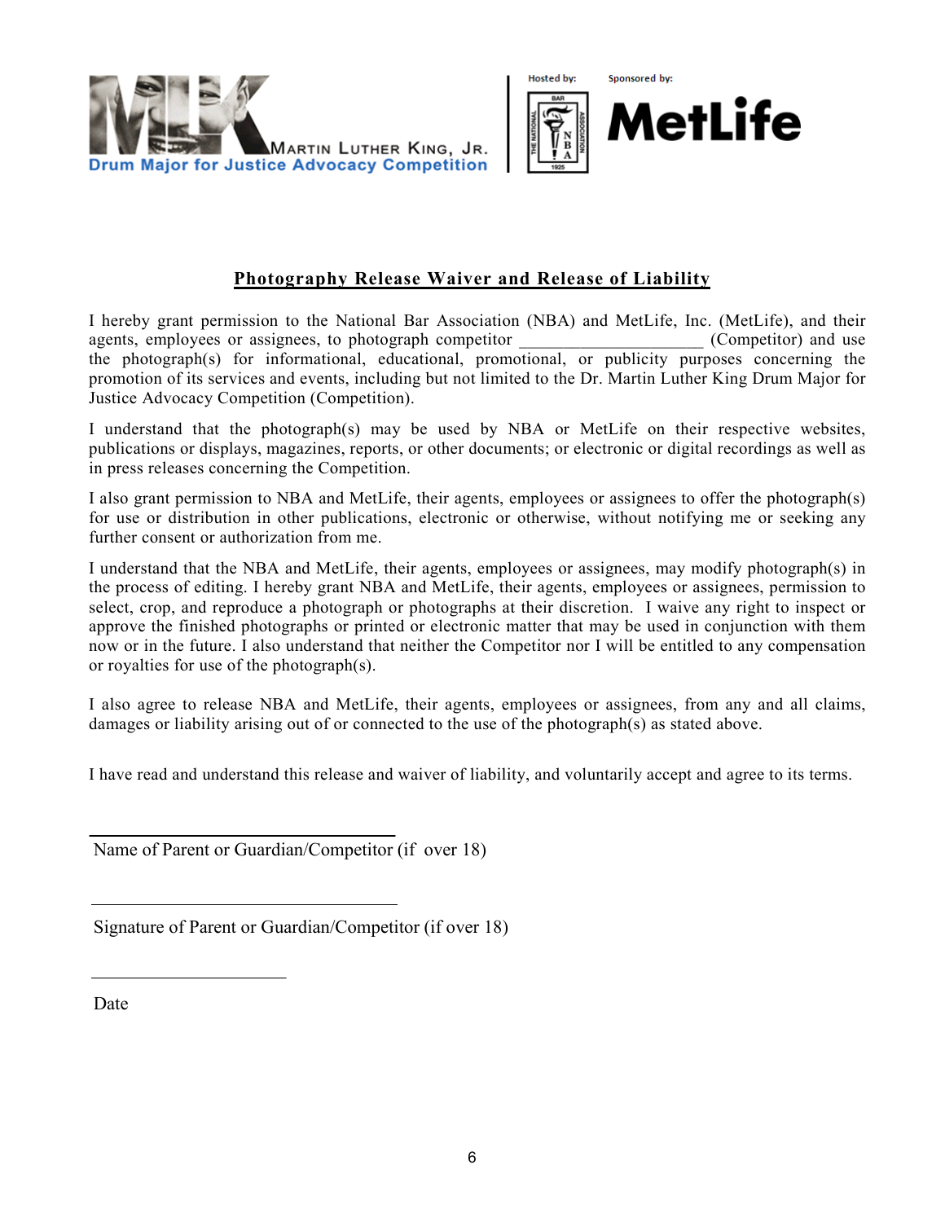Martin Luther King, Jr.
Drum Major for Justice Advocacy Competition

Hosted by: The National Bar Association 1925

Sponsored by: MetLife

## Photography Release Waiver and Release of Liability

I hereby grant permission to the National Bar Association (NBA) and MetLife, Inc. (MetLife), and their agents, employees or assignees, to photograph competitor ____________________ (Competitor) and use the photograph(s) for informational, educational, promotional, or publicity purposes concerning the promotion of its services and events, including but not limited to the Dr. Martin Luther King Drum Major for Justice Advocacy Competition (Competition).

I understand that the photograph(s) may be used by NBA or MetLife on their respective websites, publications or displays, magazines, reports, or other documents; or electronic or digital recordings as well as in press releases concerning the Competition.

I also grant permission to NBA and MetLife, their agents, employees or assignees to offer the photograph(s) for use or distribution in other publications, electronic or otherwise, without notifying me or seeking any further consent or authorization from me.

I understand that the NBA and MetLife, their agents, employees or assignees, may modify photograph(s) in the process of editing. I hereby grant NBA and MetLife, their agents, employees or assignees, permission to select, crop, and reproduce a photograph or photographs at their discretion. I waive any right to inspect or approve the finished photographs or printed or electronic matter that may be used in conjunction with them now or in the future. I also understand that neither the Competitor nor I will be entitled to any compensation or royalties for use of the photograph(s).

I also agree to release NBA and MetLife, their agents, employees or assignees, from any and all claims, damages or liability arising out of or connected to the use of the photograph(s) as stated above.

I have read and understand this release and waiver of liability, and voluntarily accept and agree to its terms.

______________________________

Name of Parent or Guardian/Competitor (if over 18)

______________________________

Signature of Parent or Guardian/Competitor (if over 18)

____________________

Date